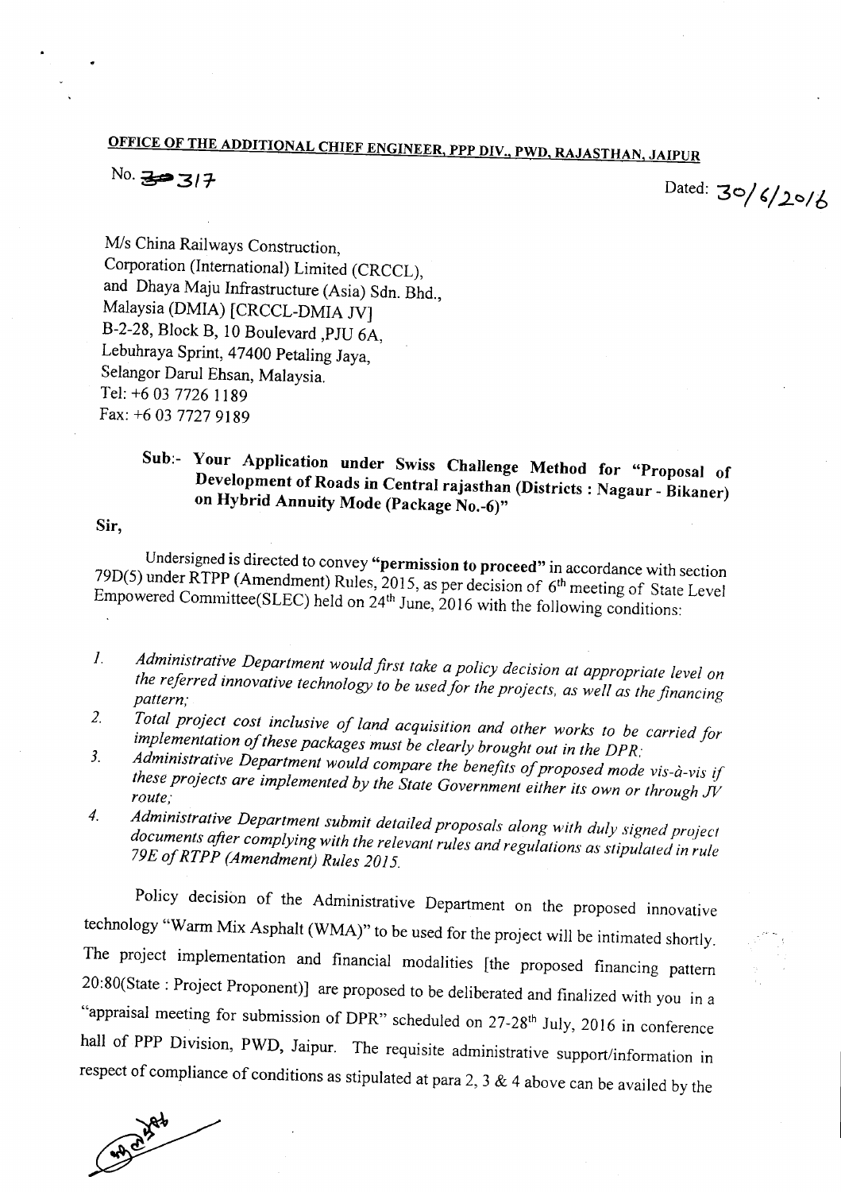**OFFICE OF THE ADDITIONAL CHIEF ENGINEER, PPP DIV., PWD, RAJASTHAN, JAIPUR**

No. 30317 Dated: 30/6/2016

M/s China Railways Construction,
Corporation (International) Limited (CRCCL),
and Dhaya Maju Infrastructure (Asia) Sdn. Bhd.,
Malaysia (DMIA) [CRCCL-DMIA JV]
B-2-28, Block B, 10 Boulevard ,PJU 6A,
Lebuhraya Sprint, 47400 Petaling Jaya,
Selangor Darul Ehsan, Malaysia.
Tel: +6 03 7726 1189
Fax: +6 03 7727 9189

**Sub:- Your Application under Swiss Challenge Method for "Proposal of Development of Roads in Central rajasthan (Districts : Nagaur - Bikaner) on Hybrid Annuity Mode (Package No.-6)"**

**Sir,**

Undersigned is directed to convey **"permission to proceed"** in accordance with section 79D(5) under RTPP (Amendment) Rules, 2015, as per decision of 6th meeting of State Level Empowered Committee(SLEC) held on 24th June, 2016 with the following conditions:

1. *Administrative Department would first take a policy decision at appropriate level on the referred innovative technology to be used for the projects, as well as the financing pattern;*
2. *Total project cost inclusive of land acquisition and other works to be carried for implementation of these packages must be clearly brought out in the DPR;*
3. *Administrative Department would compare the benefits of proposed mode vis-à-vis if these projects are implemented by the State Government either its own or through JV route;*
4. *Administrative Department submit detailed proposals along with duly signed project documents after complying with the relevant rules and regulations as stipulated in rule 79E of RTPP (Amendment) Rules 2015.*

Policy decision of the Administrative Department on the proposed innovative technology "Warm Mix Asphalt (WMA)" to be used for the project will be intimated shortly. The project implementation and financial modalities [the proposed financing pattern 20:80(State : Project Proponent)] are proposed to be deliberated and finalized with you in a "appraisal meeting for submission of DPR" scheduled on 27-28th July, 2016 in conference hall of PPP Division, PWD, Jaipur. The requisite administrative support/information in respect of compliance of conditions as stipulated at para 2, 3 & 4 above can be availed by the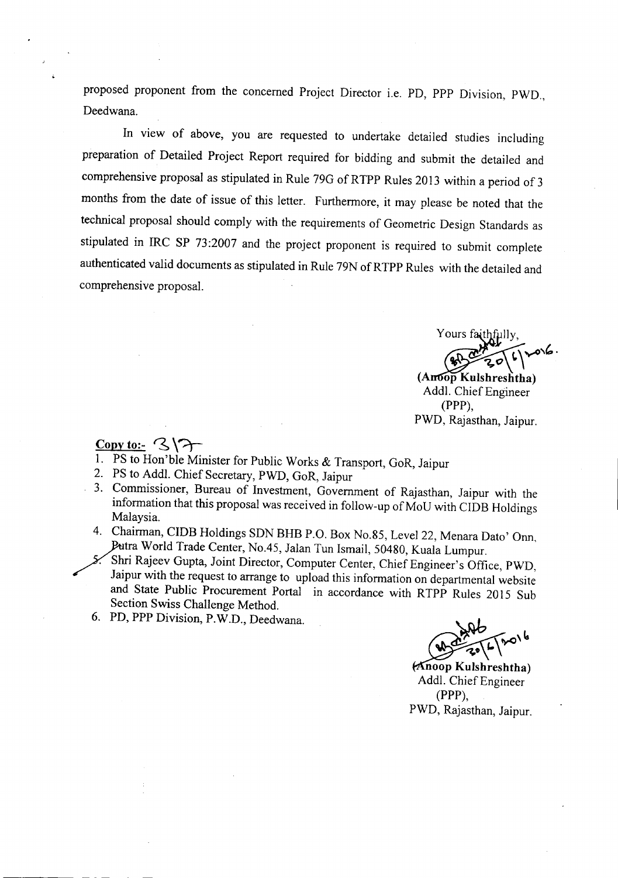proposed proponent from the concerned Project Director i.e. PD, PPP Division, PWD., Deedwana.

In view of above, you are requested to undertake detailed studies including preparation of Detailed Project Report required for bidding and submit the detailed and comprehensive proposal as stipulated in Rule 79G of RTPP Rules 2013 within a period of 3 months from the date of issue of this letter. Furthermore, it may please be noted that the technical proposal should comply with the requirements of Geometric Design Standards as stipulated in IRC SP 73:2007 and the project proponent is required to submit complete authenticated valid documents as stipulated in Rule 79N of RTPP Rules with the detailed and comprehensive proposal.

Yours faithfully,

20/6/2016.

**(Anoop Kulshreshtha)**
Addl. Chief Engineer
(PPP),
PWD, Rajasthan, Jaipur.

**Copy to:-** 317

1. PS to Hon'ble Minister for Public Works & Transport, GoR, Jaipur
2. PS to Addl. Chief Secretary, PWD, GoR, Jaipur
3. Commissioner, Bureau of Investment, Government of Rajasthan, Jaipur with the information that this proposal was received in follow-up of MoU with CIDB Holdings Malaysia.
4. Chairman, CIDB Holdings SDN BHB P.O. Box No.85, Level 22, Menara Dato' Onn, Putra World Trade Center, No.45, Jalan Tun Ismail, 50480, Kuala Lumpur.
5. Shri Rajeev Gupta, Joint Director, Computer Center, Chief Engineer's Office, PWD, Jaipur with the request to arrange to upload this information on departmental website and State Public Procurement Portal in accordance with RTPP Rules 2015 Sub Section Swiss Challenge Method.
6. PD, PPP Division, P.W.D., Deedwana.

20/6/2016

**(Anoop Kulshreshtha)**
Addl. Chief Engineer
(PPP),
PWD, Rajasthan, Jaipur.